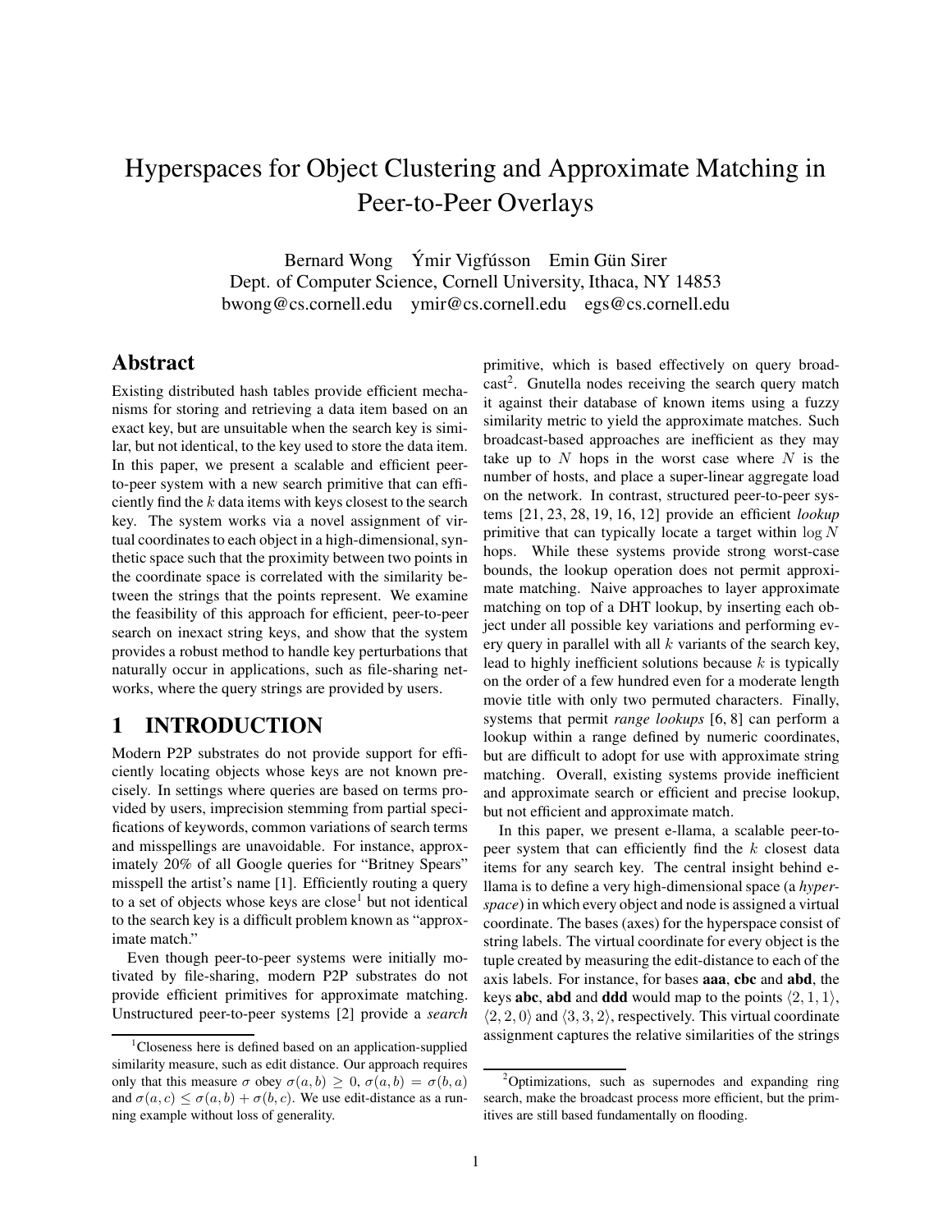# Hyperspaces for Object Clustering and Approximate Matching in Peer-to-Peer Overlays

Bernard Wong Ýmir Vigfússon Emin Gün Sirer
Dept. of Computer Science, Cornell University, Ithaca, NY 14853
bwong@cs.cornell.edu ymir@cs.cornell.edu egs@cs.cornell.edu

## Abstract

Existing distributed hash tables provide efficient mechanisms for storing and retrieving a data item based on an exact key, but are unsuitable when the search key is similar, but not identical, to the key used to store the data item. In this paper, we present a scalable and efficient peer-to-peer system with a new search primitive that can efficiently find the $k$ data items with keys closest to the search key. The system works via a novel assignment of virtual coordinates to each object in a high-dimensional, synthetic space such that the proximity between two points in the coordinate space is correlated with the similarity between the strings that the points represent. We examine the feasibility of this approach for efficient, peer-to-peer search on inexact string keys, and show that the system provides a robust method to handle key perturbations that naturally occur in applications, such as file-sharing networks, where the query strings are provided by users.

## 1 INTRODUCTION

Modern P2P substrates do not provide support for efficiently locating objects whose keys are not known precisely. In settings where queries are based on terms provided by users, imprecision stemming from partial specifications of keywords, common variations of search terms and misspellings are unavoidable. For instance, approximately 20% of all Google queries for "Britney Spears" misspell the artist's name [1]. Efficiently routing a query to a set of objects whose keys are close[1] but not identical to the search key is a difficult problem known as "approximate match."

Even though peer-to-peer systems were initially motivated by file-sharing, modern P2P substrates do not provide efficient primitives for approximate matching. Unstructured peer-to-peer systems [2] provide a *search* primitive, which is based effectively on query broadcast[2]. Gnutella nodes receiving the search query match it against their database of known items using a fuzzy similarity metric to yield the approximate matches. Such broadcast-based approaches are inefficient as they may take up to $N$ hops in the worst case where $N$ is the number of hosts, and place a super-linear aggregate load on the network. In contrast, structured peer-to-peer systems [21, 23, 28, 19, 16, 12] provide an efficient *lookup* primitive that can typically locate a target within $\log N$ hops. While these systems provide strong worst-case bounds, the lookup operation does not permit approximate matching. Naive approaches to layer approximate matching on top of a DHT lookup, by inserting each object under all possible key variations and performing every query in parallel with all $k$ variants of the search key, lead to highly inefficient solutions because $k$ is typically on the order of a few hundred even for a moderate length movie title with only two permuted characters. Finally, systems that permit *range lookups* [6, 8] can perform a lookup within a range defined by numeric coordinates, but are difficult to adopt for use with approximate string matching. Overall, existing systems provide inefficient and approximate search or efficient and precise lookup, but not efficient and approximate match.

In this paper, we present e-llama, a scalable peer-to-peer system that can efficiently find the $k$ closest data items for any search key. The central insight behind e-llama is to define a very high-dimensional space (a *hyperspace*) in which every object and node is assigned a virtual coordinate. The bases (axes) for the hyperspace consist of string labels. The virtual coordinate for every object is the tuple created by measuring the edit-distance to each of the axis labels. For instance, for bases **aaa**, **cbc** and **abd**, the keys **abc**, **abd** and **ddd** would map to the points $\langle 2, 1, 1\rangle$, $\langle 2, 2, 0\rangle$ and $\langle 3, 3, 2\rangle$, respectively. This virtual coordinate assignment captures the relative similarities of the strings

[1] Closeness here is defined based on an application-supplied similarity measure, such as edit distance. Our approach requires only that this measure $\sigma$ obey $\sigma(a, b) \geq 0$, $\sigma(a, b) = \sigma(b, a)$ and $\sigma(a, c) \leq \sigma(a, b) + \sigma(b, c)$. We use edit-distance as a running example without loss of generality.

[2] Optimizations, such as supernodes and expanding ring search, make the broadcast process more efficient, but the primitives are still based fundamentally on flooding.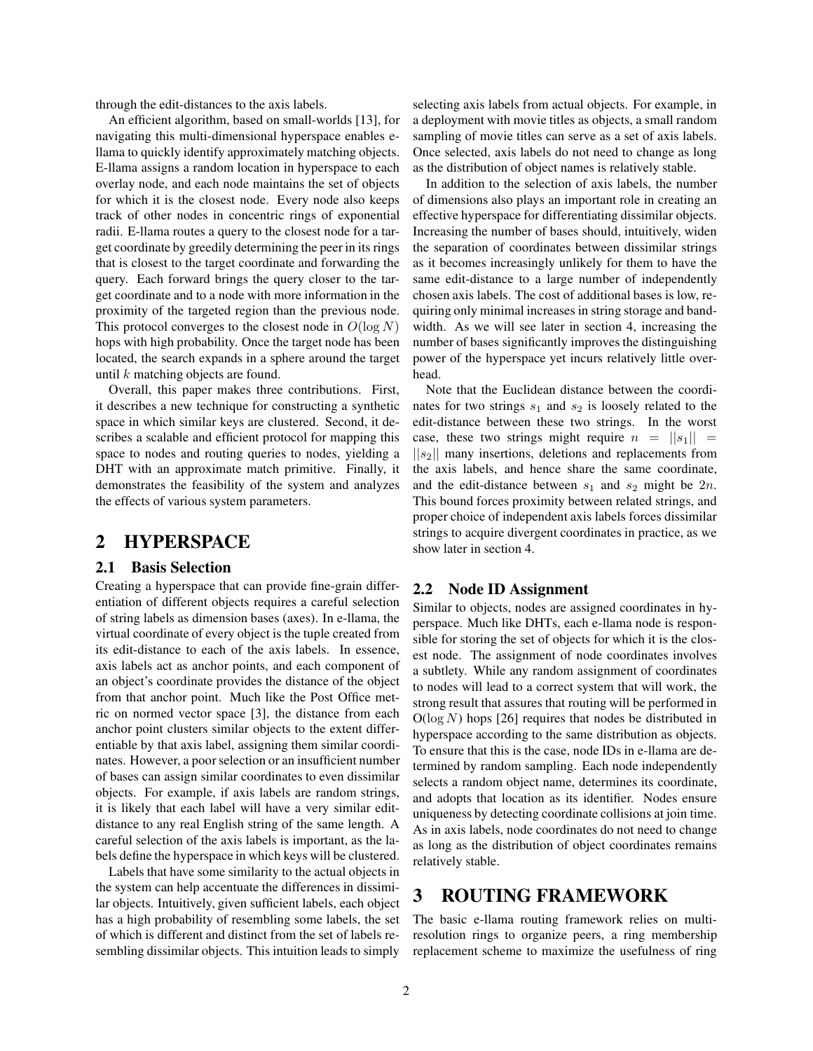through the edit-distances to the axis labels.

An efficient algorithm, based on small-worlds [13], for navigating this multi-dimensional hyperspace enables e-llama to quickly identify approximately matching objects. E-llama assigns a random location in hyperspace to each overlay node, and each node maintains the set of objects for which it is the closest node. Every node also keeps track of other nodes in concentric rings of exponential radii. E-llama routes a query to the closest node for a target coordinate by greedily determining the peer in its rings that is closest to the target coordinate and forwarding the query. Each forward brings the query closer to the target coordinate and to a node with more information in the proximity of the targeted region than the previous node. This protocol converges to the closest node in $O(\log N)$ hops with high probability. Once the target node has been located, the search expands in a sphere around the target until $k$ matching objects are found.

Overall, this paper makes three contributions. First, it describes a new technique for constructing a synthetic space in which similar keys are clustered. Second, it describes a scalable and efficient protocol for mapping this space to nodes and routing queries to nodes, yielding a DHT with an approximate match primitive. Finally, it demonstrates the feasibility of the system and analyzes the effects of various system parameters.

# 2 HYPERSPACE

## 2.1 Basis Selection

Creating a hyperspace that can provide fine-grain differentiation of different objects requires a careful selection of string labels as dimension bases (axes). In e-llama, the virtual coordinate of every object is the tuple created from its edit-distance to each of the axis labels. In essence, axis labels act as anchor points, and each component of an object's coordinate provides the distance of the object from that anchor point. Much like the Post Office metric on normed vector space [3], the distance from each anchor point clusters similar objects to the extent differentiable by that axis label, assigning them similar coordinates. However, a poor selection or an insufficient number of bases can assign similar coordinates to even dissimilar objects. For example, if axis labels are random strings, it is likely that each label will have a very similar edit-distance to any real English string of the same length. A careful selection of the axis labels is important, as the labels define the hyperspace in which keys will be clustered.

Labels that have some similarity to the actual objects in the system can help accentuate the differences in dissimilar objects. Intuitively, given sufficient labels, each object has a high probability of resembling some labels, the set of which is different and distinct from the set of labels resembling dissimilar objects. This intuition leads to simply selecting axis labels from actual objects. For example, in a deployment with movie titles as objects, a small random sampling of movie titles can serve as a set of axis labels. Once selected, axis labels do not need to change as long as the distribution of object names is relatively stable.

In addition to the selection of axis labels, the number of dimensions also plays an important role in creating an effective hyperspace for differentiating dissimilar objects. Increasing the number of bases should, intuitively, widen the separation of coordinates between dissimilar strings as it becomes increasingly unlikely for them to have the same edit-distance to a large number of independently chosen axis labels. The cost of additional bases is low, requiring only minimal increases in string storage and bandwidth. As we will see later in section 4, increasing the number of bases significantly improves the distinguishing power of the hyperspace yet incurs relatively little overhead.

Note that the Euclidean distance between the coordinates for two strings $s_1$ and $s_2$ is loosely related to the edit-distance between these two strings. In the worst case, these two strings might require $n = ||s_1|| = ||s_2||$ many insertions, deletions and replacements from the axis labels, and hence share the same coordinate, and the edit-distance between $s_1$ and $s_2$ might be $2n$. This bound forces proximity between related strings, and proper choice of independent axis labels forces dissimilar strings to acquire divergent coordinates in practice, as we show later in section 4.

## 2.2 Node ID Assignment

Similar to objects, nodes are assigned coordinates in hyperspace. Much like DHTs, each e-llama node is responsible for storing the set of objects for which it is the closest node. The assignment of node coordinates involves a subtlety. While any random assignment of coordinates to nodes will lead to a correct system that will work, the strong result that assures that routing will be performed in $O(\log N)$ hops [26] requires that nodes be distributed in hyperspace according to the same distribution as objects. To ensure that this is the case, node IDs in e-llama are determined by random sampling. Each node independently selects a random object name, determines its coordinate, and adopts that location as its identifier. Nodes ensure uniqueness by detecting coordinate collisions at join time. As in axis labels, node coordinates do not need to change as long as the distribution of object coordinates remains relatively stable.

# 3 ROUTING FRAMEWORK

The basic e-llama routing framework relies on multi-resolution rings to organize peers, a ring membership replacement scheme to maximize the usefulness of ring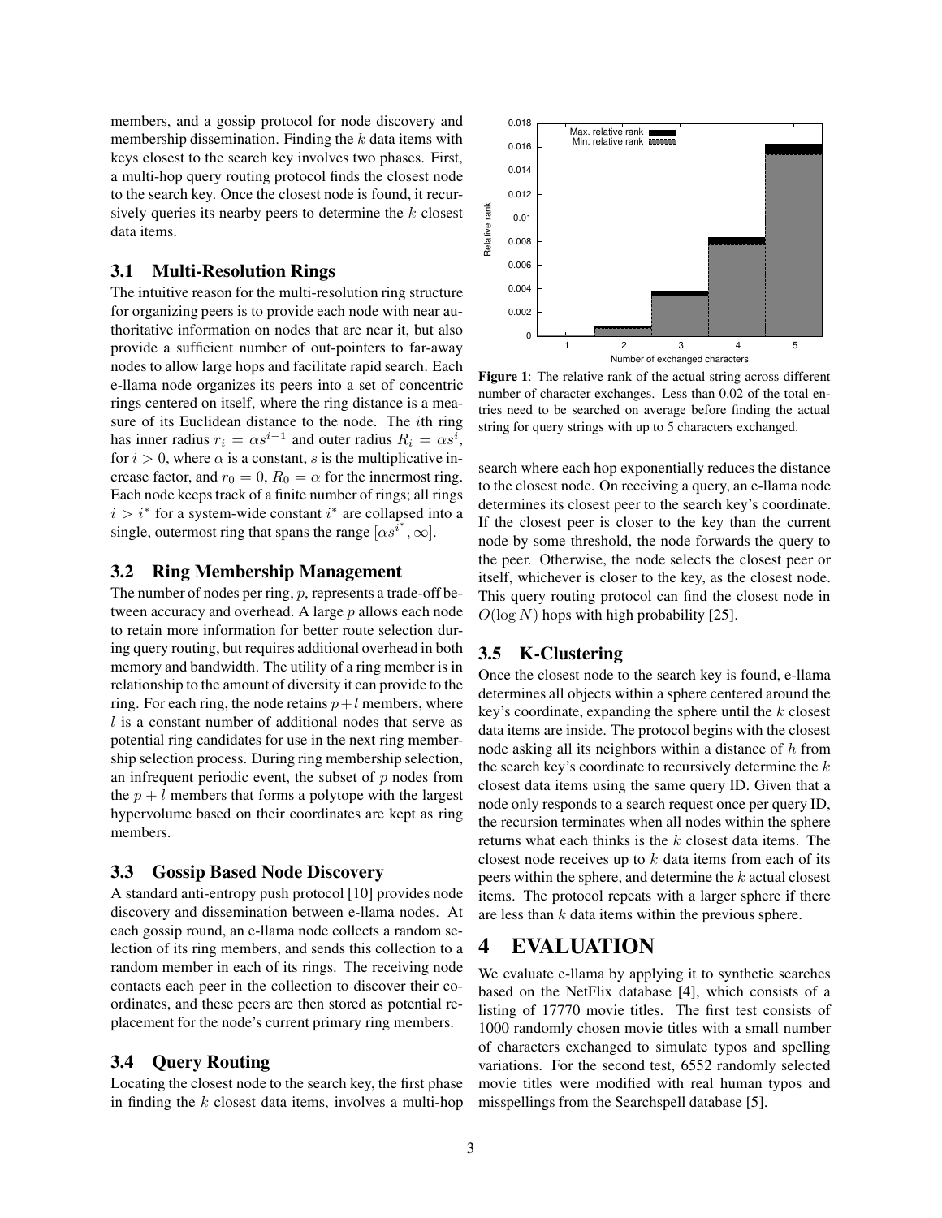members, and a gossip protocol for node discovery and membership dissemination. Finding the $k$ data items with keys closest to the search key involves two phases. First, a multi-hop query routing protocol finds the closest node to the search key. Once the closest node is found, it recursively queries its nearby peers to determine the $k$ closest data items.

## 3.1 Multi-Resolution Rings

The intuitive reason for the multi-resolution ring structure for organizing peers is to provide each node with near authoritative information on nodes that are near it, but also provide a sufficient number of out-pointers to far-away nodes to allow large hops and facilitate rapid search. Each e-llama node organizes its peers into a set of concentric rings centered on itself, where the ring distance is a measure of its Euclidean distance to the node. The $i$th ring has inner radius $r_i = \alpha s^{i-1}$ and outer radius $R_i = \alpha s^i$, for $i > 0$, where $\alpha$ is a constant, $s$ is the multiplicative increase factor, and $r_0 = 0$, $R_0 = \alpha$ for the innermost ring. Each node keeps track of a finite number of rings; all rings $i > i^*$ for a system-wide constant $i^*$ are collapsed into a single, outermost ring that spans the range $[\alpha s^{i^*}, \infty]$.

## 3.2 Ring Membership Management

The number of nodes per ring, $p$, represents a trade-off between accuracy and overhead. A large $p$ allows each node to retain more information for better route selection during query routing, but requires additional overhead in both memory and bandwidth. The utility of a ring member is in relationship to the amount of diversity it can provide to the ring. For each ring, the node retains $p+l$ members, where $l$ is a constant number of additional nodes that serve as potential ring candidates for use in the next ring membership selection process. During ring membership selection, an infrequent periodic event, the subset of $p$ nodes from the $p+l$ members that forms a polytope with the largest hypervolume based on their coordinates are kept as ring members.

## 3.3 Gossip Based Node Discovery

A standard anti-entropy push protocol [10] provides node discovery and dissemination between e-llama nodes. At each gossip round, an e-llama node collects a random selection of its ring members, and sends this collection to a random member in each of its rings. The receiving node contacts each peer in the collection to discover their coordinates, and these peers are then stored as potential replacement for the node's current primary ring members.

## 3.4 Query Routing

Locating the closest node to the search key, the first phase in finding the $k$ closest data items, involves a multi-hop search where each hop exponentially reduces the distance to the closest node. On receiving a query, an e-llama node determines its closest peer to the search key's coordinate. If the closest peer is closer to the key than the current node by some threshold, the node forwards the query to the peer. Otherwise, the node selects the closest peer or itself, whichever is closer to the key, as the closest node. This query routing protocol can find the closest node in $O(\log N)$ hops with high probability [25].

**Figure 1**: The relative rank of the actual string across different number of character exchanges. Less than 0.02 of the total entries need to be searched on average before finding the actual string for query strings with up to 5 characters exchanged.

## 3.5 K-Clustering

Once the closest node to the search key is found, e-llama determines all objects within a sphere centered around the key's coordinate, expanding the sphere until the $k$ closest data items are inside. The protocol begins with the closest node asking all its neighbors within a distance of $h$ from the search key's coordinate to recursively determine the $k$ closest data items using the same query ID. Given that a node only responds to a search request once per query ID, the recursion terminates when all nodes within the sphere returns what each thinks is the $k$ closest data items. The closest node receives up to $k$ data items from each of its peers within the sphere, and determine the $k$ actual closest items. The protocol repeats with a larger sphere if there are less than $k$ data items within the previous sphere.

# 4 EVALUATION

We evaluate e-llama by applying it to synthetic searches based on the NetFlix database [4], which consists of a listing of 17770 movie titles. The first test consists of 1000 randomly chosen movie titles with a small number of characters exchanged to simulate typos and spelling variations. For the second test, 6552 randomly selected movie titles were modified with real human typos and misspellings from the Searchspell database [5].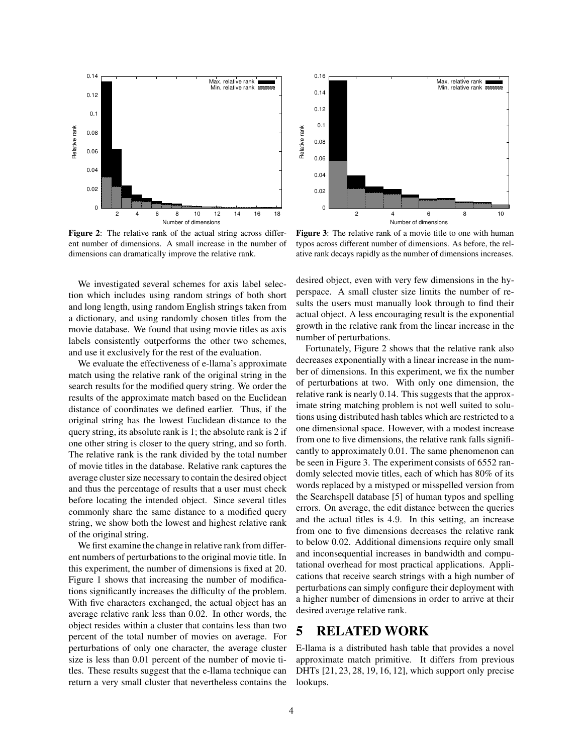**Figure 2**: The relative rank of the actual string across different number of dimensions. A small increase in the number of dimensions can dramatically improve the relative rank.

**Figure 3**: The relative rank of a movie title to one with human typos across different number of dimensions. As before, the relative rank decays rapidly as the number of dimensions increases.

We investigated several schemes for axis label selection which includes using random strings of both short and long length, using random English strings taken from a dictionary, and using randomly chosen titles from the movie database. We found that using movie titles as axis labels consistently outperforms the other two schemes, and use it exclusively for the rest of the evaluation.

We evaluate the effectiveness of e-llama's approximate match using the relative rank of the original string in the search results for the modified query string. We order the results of the approximate match based on the Euclidean distance of coordinates we defined earlier. Thus, if the original string has the lowest Euclidean distance to the query string, its absolute rank is 1; the absolute rank is 2 if one other string is closer to the query string, and so forth. The relative rank is the rank divided by the total number of movie titles in the database. Relative rank captures the average cluster size necessary to contain the desired object and thus the percentage of results that a user must check before locating the intended object. Since several titles commonly share the same distance to a modified query string, we show both the lowest and highest relative rank of the original string.

We first examine the change in relative rank from different numbers of perturbations to the original movie title. In this experiment, the number of dimensions is fixed at 20. Figure 1 shows that increasing the number of modifications significantly increases the difficulty of the problem. With five characters exchanged, the actual object has an average relative rank less than 0.02. In other words, the object resides within a cluster that contains less than two percent of the total number of movies on average. For perturbations of only one character, the average cluster size is less than 0.01 percent of the number of movie titles. These results suggest that the e-llama technique can return a very small cluster that nevertheless contains the desired object, even with very few dimensions in the hyperspace. A small cluster size limits the number of results the users must manually look through to find their actual object. A less encouraging result is the exponential growth in the relative rank from the linear increase in the number of perturbations.

Fortunately, Figure 2 shows that the relative rank also decreases exponentially with a linear increase in the number of dimensions. In this experiment, we fix the number of perturbations at two. With only one dimension, the relative rank is nearly 0.14. This suggests that the approximate string matching problem is not well suited to solutions using distributed hash tables which are restricted to a one dimensional space. However, with a modest increase from one to five dimensions, the relative rank falls significantly to approximately 0.01. The same phenomenon can be seen in Figure 3. The experiment consists of 6552 randomly selected movie titles, each of which has 80% of its words replaced by a mistyped or misspelled version from the Searchspell database [5] of human typos and spelling errors. On average, the edit distance between the queries and the actual titles is 4.9. In this setting, an increase from one to five dimensions decreases the relative rank to below 0.02. Additional dimensions require only small and inconsequential increases in bandwidth and computational overhead for most practical applications. Applications that receive search strings with a high number of perturbations can simply configure their deployment with a higher number of dimensions in order to arrive at their desired average relative rank.

# 5 RELATED WORK

E-llama is a distributed hash table that provides a novel approximate match primitive. It differs from previous DHTs [21, 23, 28, 19, 16, 12], which support only precise lookups.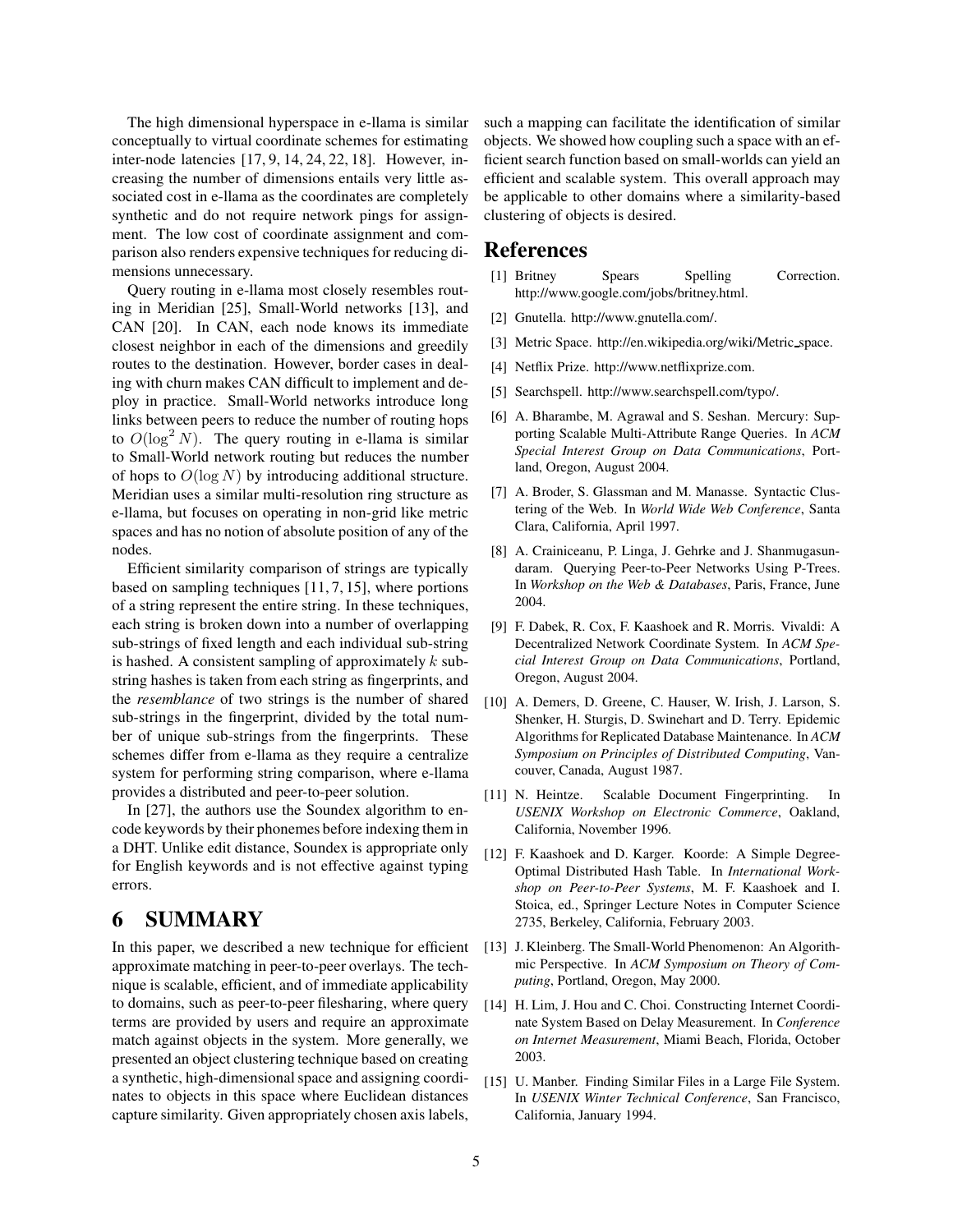The high dimensional hyperspace in e-llama is similar conceptually to virtual coordinate schemes for estimating inter-node latencies [17, 9, 14, 24, 22, 18]. However, increasing the number of dimensions entails very little associated cost in e-llama as the coordinates are completely synthetic and do not require network pings for assignment. The low cost of coordinate assignment and comparison also renders expensive techniques for reducing dimensions unnecessary.

Query routing in e-llama most closely resembles routing in Meridian [25], Small-World networks [13], and CAN [20]. In CAN, each node knows its immediate closest neighbor in each of the dimensions and greedily routes to the destination. However, border cases in dealing with churn makes CAN difficult to implement and deploy in practice. Small-World networks introduce long links between peers to reduce the number of routing hops to $O(\log^2 N)$. The query routing in e-llama is similar to Small-World network routing but reduces the number of hops to $O(\log N)$ by introducing additional structure. Meridian uses a similar multi-resolution ring structure as e-llama, but focuses on operating in non-grid like metric spaces and has no notion of absolute position of any of the nodes.

Efficient similarity comparison of strings are typically based on sampling techniques [11, 7, 15], where portions of a string represent the entire string. In these techniques, each string is broken down into a number of overlapping sub-strings of fixed length and each individual sub-string is hashed. A consistent sampling of approximately $k$ sub-string hashes is taken from each string as fingerprints, and the *resemblance* of two strings is the number of shared sub-strings in the fingerprint, divided by the total number of unique sub-strings from the fingerprints. These schemes differ from e-llama as they require a centralize system for performing string comparison, where e-llama provides a distributed and peer-to-peer solution.

In [27], the authors use the Soundex algorithm to encode keywords by their phonemes before indexing them in a DHT. Unlike edit distance, Soundex is appropriate only for English keywords and is not effective against typing errors.

# 6 SUMMARY

In this paper, we described a new technique for efficient approximate matching in peer-to-peer overlays. The technique is scalable, efficient, and of immediate applicability to domains, such as peer-to-peer filesharing, where query terms are provided by users and require an approximate match against objects in the system. More generally, we presented an object clustering technique based on creating a synthetic, high-dimensional space and assigning coordinates to objects in this space where Euclidean distances capture similarity. Given appropriately chosen axis labels, such a mapping can facilitate the identification of similar objects. We showed how coupling such a space with an efficient search function based on small-worlds can yield an efficient and scalable system. This overall approach may be applicable to other domains where a similarity-based clustering of objects is desired.

# References

[1] Britney Spears Spelling Correction. http://www.google.com/jobs/britney.html.

[2] Gnutella. http://www.gnutella.com/.

[3] Metric Space. http://en.wikipedia.org/wiki/Metric_space.

[4] Netflix Prize. http://www.netflixprize.com.

[5] Searchspell. http://www.searchspell.com/typo/.

[6] A. Bharambe, M. Agrawal and S. Seshan. Mercury: Supporting Scalable Multi-Attribute Range Queries. In *ACM Special Interest Group on Data Communications*, Portland, Oregon, August 2004.

[7] A. Broder, S. Glassman and M. Manasse. Syntactic Clustering of the Web. In *World Wide Web Conference*, Santa Clara, California, April 1997.

[8] A. Crainiceanu, P. Linga, J. Gehrke and J. Shanmugasundaram. Querying Peer-to-Peer Networks Using P-Trees. In *Workshop on the Web & Databases*, Paris, France, June 2004.

[9] F. Dabek, R. Cox, F. Kaashoek and R. Morris. Vivaldi: A Decentralized Network Coordinate System. In *ACM Special Interest Group on Data Communications*, Portland, Oregon, August 2004.

[10] A. Demers, D. Greene, C. Hauser, W. Irish, J. Larson, S. Shenker, H. Sturgis, D. Swinehart and D. Terry. Epidemic Algorithms for Replicated Database Maintenance. In *ACM Symposium on Principles of Distributed Computing*, Vancouver, Canada, August 1987.

[11] N. Heintze. Scalable Document Fingerprinting. In *USENIX Workshop on Electronic Commerce*, Oakland, California, November 1996.

[12] F. Kaashoek and D. Karger. Koorde: A Simple Degree-Optimal Distributed Hash Table. In *International Workshop on Peer-to-Peer Systems*, M. F. Kaashoek and I. Stoica, ed., Springer Lecture Notes in Computer Science 2735, Berkeley, California, February 2003.

[13] J. Kleinberg. The Small-World Phenomenon: An Algorithmic Perspective. In *ACM Symposium on Theory of Computing*, Portland, Oregon, May 2000.

[14] H. Lim, J. Hou and C. Choi. Constructing Internet Coordinate System Based on Delay Measurement. In *Conference on Internet Measurement*, Miami Beach, Florida, October 2003.

[15] U. Manber. Finding Similar Files in a Large File System. In *USENIX Winter Technical Conference*, San Francisco, California, January 1994.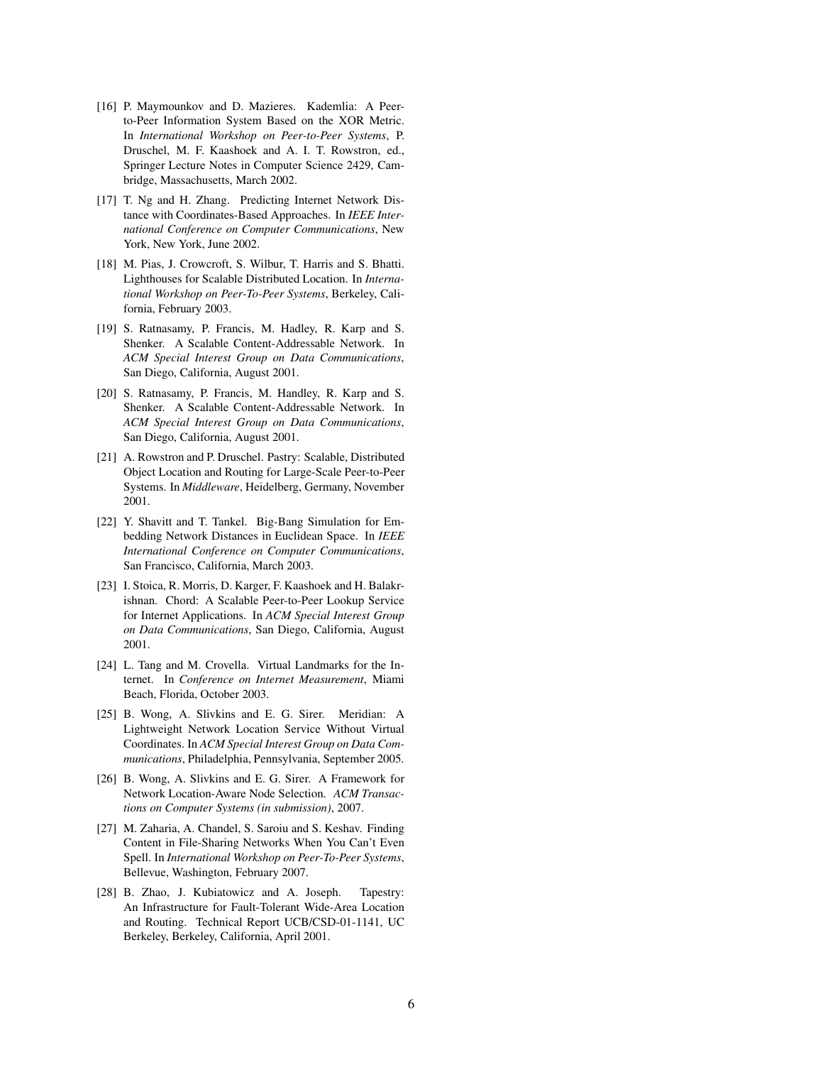[16] P. Maymounkov and D. Mazieres. Kademlia: A Peer-to-Peer Information System Based on the XOR Metric. In *International Workshop on Peer-to-Peer Systems*, P. Druschel, M. F. Kaashoek and A. I. T. Rowstron, ed., Springer Lecture Notes in Computer Science 2429, Cambridge, Massachusetts, March 2002.

[17] T. Ng and H. Zhang. Predicting Internet Network Distance with Coordinates-Based Approaches. In *IEEE International Conference on Computer Communications*, New York, New York, June 2002.

[18] M. Pias, J. Crowcroft, S. Wilbur, T. Harris and S. Bhatti. Lighthouses for Scalable Distributed Location. In *International Workshop on Peer-To-Peer Systems*, Berkeley, California, February 2003.

[19] S. Ratnasamy, P. Francis, M. Hadley, R. Karp and S. Shenker. A Scalable Content-Addressable Network. In *ACM Special Interest Group on Data Communications*, San Diego, California, August 2001.

[20] S. Ratnasamy, P. Francis, M. Handley, R. Karp and S. Shenker. A Scalable Content-Addressable Network. In *ACM Special Interest Group on Data Communications*, San Diego, California, August 2001.

[21] A. Rowstron and P. Druschel. Pastry: Scalable, Distributed Object Location and Routing for Large-Scale Peer-to-Peer Systems. In *Middleware*, Heidelberg, Germany, November 2001.

[22] Y. Shavitt and T. Tankel. Big-Bang Simulation for Embedding Network Distances in Euclidean Space. In *IEEE International Conference on Computer Communications*, San Francisco, California, March 2003.

[23] I. Stoica, R. Morris, D. Karger, F. Kaashoek and H. Balakrishnan. Chord: A Scalable Peer-to-Peer Lookup Service for Internet Applications. In *ACM Special Interest Group on Data Communications*, San Diego, California, August 2001.

[24] L. Tang and M. Crovella. Virtual Landmarks for the Internet. In *Conference on Internet Measurement*, Miami Beach, Florida, October 2003.

[25] B. Wong, A. Slivkins and E. G. Sirer. Meridian: A Lightweight Network Location Service Without Virtual Coordinates. In *ACM Special Interest Group on Data Communications*, Philadelphia, Pennsylvania, September 2005.

[26] B. Wong, A. Slivkins and E. G. Sirer. A Framework for Network Location-Aware Node Selection. *ACM Transactions on Computer Systems (in submission)*, 2007.

[27] M. Zaharia, A. Chandel, S. Saroiu and S. Keshav. Finding Content in File-Sharing Networks When You Can't Even Spell. In *International Workshop on Peer-To-Peer Systems*, Bellevue, Washington, February 2007.

[28] B. Zhao, J. Kubiatowicz and A. Joseph. Tapestry: An Infrastructure for Fault-Tolerant Wide-Area Location and Routing. Technical Report UCB/CSD-01-1141, UC Berkeley, Berkeley, California, April 2001.